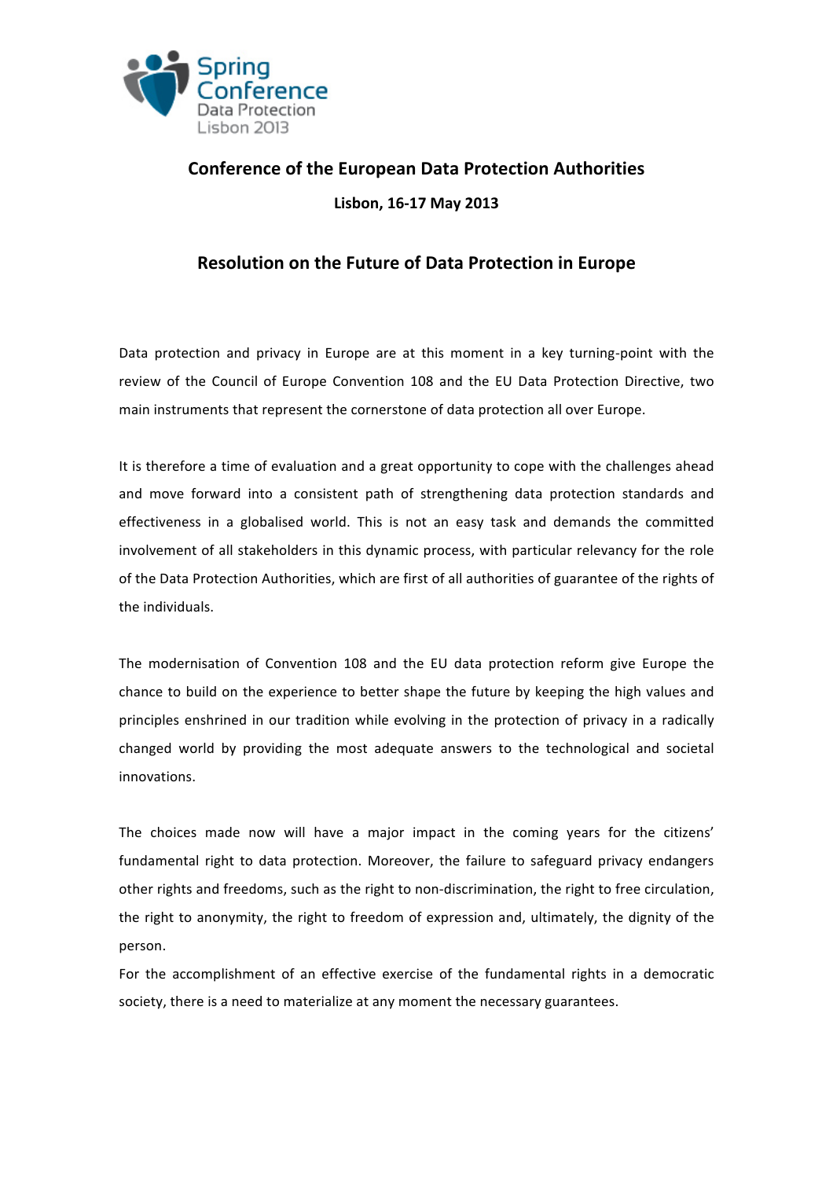Spring Conference
Data Protection
Lisbon 2013

# Conference of the European Data Protection Authorities

**Lisbon, 16-17 May 2013**

## Resolution on the Future of Data Protection in Europe

Data protection and privacy in Europe are at this moment in a key turning-point with the review of the Council of Europe Convention 108 and the EU Data Protection Directive, two main instruments that represent the cornerstone of data protection all over Europe.

It is therefore a time of evaluation and a great opportunity to cope with the challenges ahead and move forward into a consistent path of strengthening data protection standards and effectiveness in a globalised world. This is not an easy task and demands the committed involvement of all stakeholders in this dynamic process, with particular relevancy for the role of the Data Protection Authorities, which are first of all authorities of guarantee of the rights of the individuals.

The modernisation of Convention 108 and the EU data protection reform give Europe the chance to build on the experience to better shape the future by keeping the high values and principles enshrined in our tradition while evolving in the protection of privacy in a radically changed world by providing the most adequate answers to the technological and societal innovations.

The choices made now will have a major impact in the coming years for the citizens' fundamental right to data protection. Moreover, the failure to safeguard privacy endangers other rights and freedoms, such as the right to non-discrimination, the right to free circulation, the right to anonymity, the right to freedom of expression and, ultimately, the dignity of the person.

For the accomplishment of an effective exercise of the fundamental rights in a democratic society, there is a need to materialize at any moment the necessary guarantees.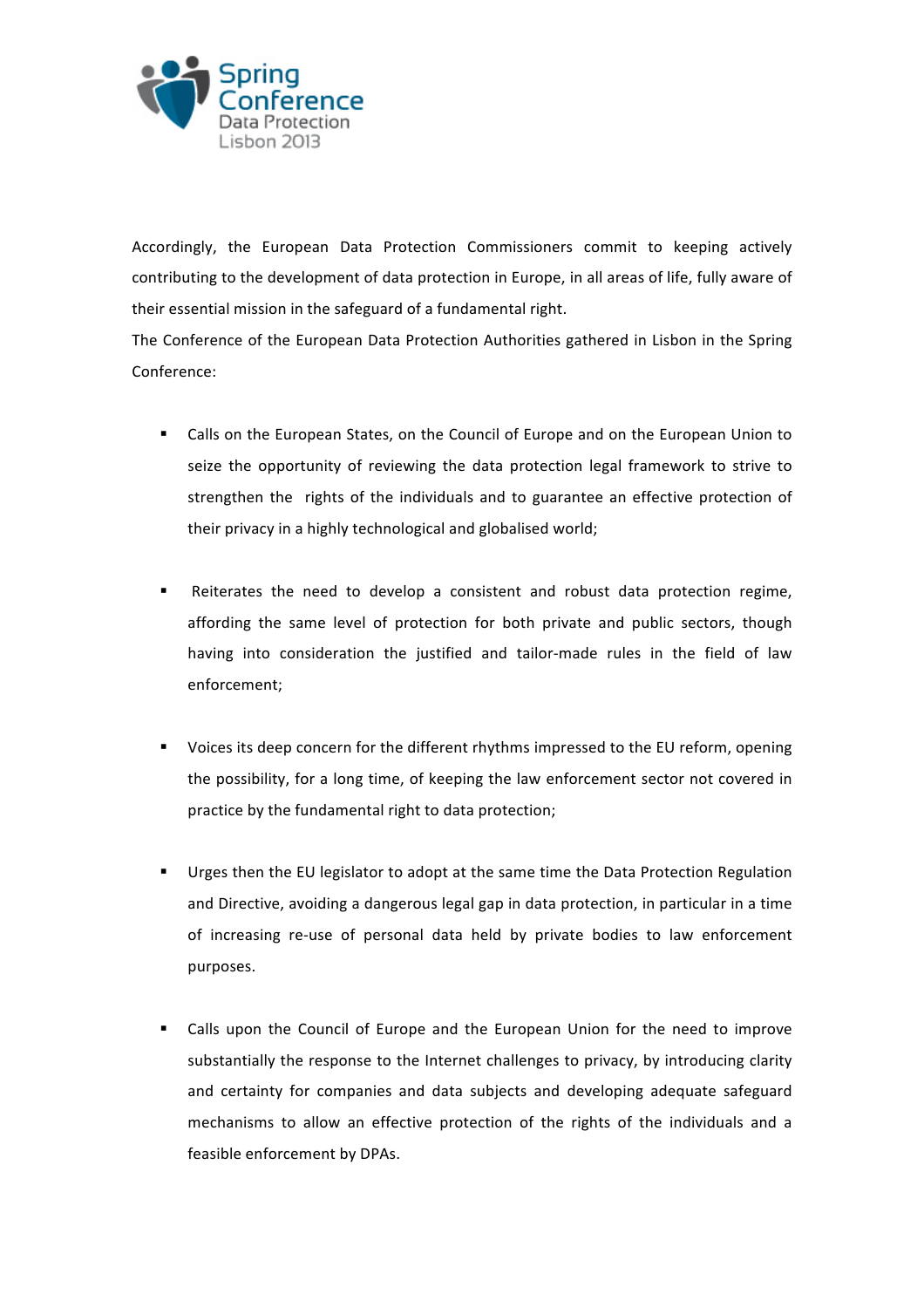Accordingly, the European Data Protection Commissioners commit to keeping actively contributing to the development of data protection in Europe, in all areas of life, fully aware of their essential mission in the safeguard of a fundamental right.

The Conference of the European Data Protection Authorities gathered in Lisbon in the Spring Conference:

- Calls on the European States, on the Council of Europe and on the European Union to seize the opportunity of reviewing the data protection legal framework to strive to strengthen the rights of the individuals and to guarantee an effective protection of their privacy in a highly technological and globalised world;

- Reiterates the need to develop a consistent and robust data protection regime, affording the same level of protection for both private and public sectors, though having into consideration the justified and tailor-made rules in the field of law enforcement;

- Voices its deep concern for the different rhythms impressed to the EU reform, opening the possibility, for a long time, of keeping the law enforcement sector not covered in practice by the fundamental right to data protection;

- Urges then the EU legislator to adopt at the same time the Data Protection Regulation and Directive, avoiding a dangerous legal gap in data protection, in particular in a time of increasing re-use of personal data held by private bodies to law enforcement purposes.

- Calls upon the Council of Europe and the European Union for the need to improve substantially the response to the Internet challenges to privacy, by introducing clarity and certainty for companies and data subjects and developing adequate safeguard mechanisms to allow an effective protection of the rights of the individuals and a feasible enforcement by DPAs.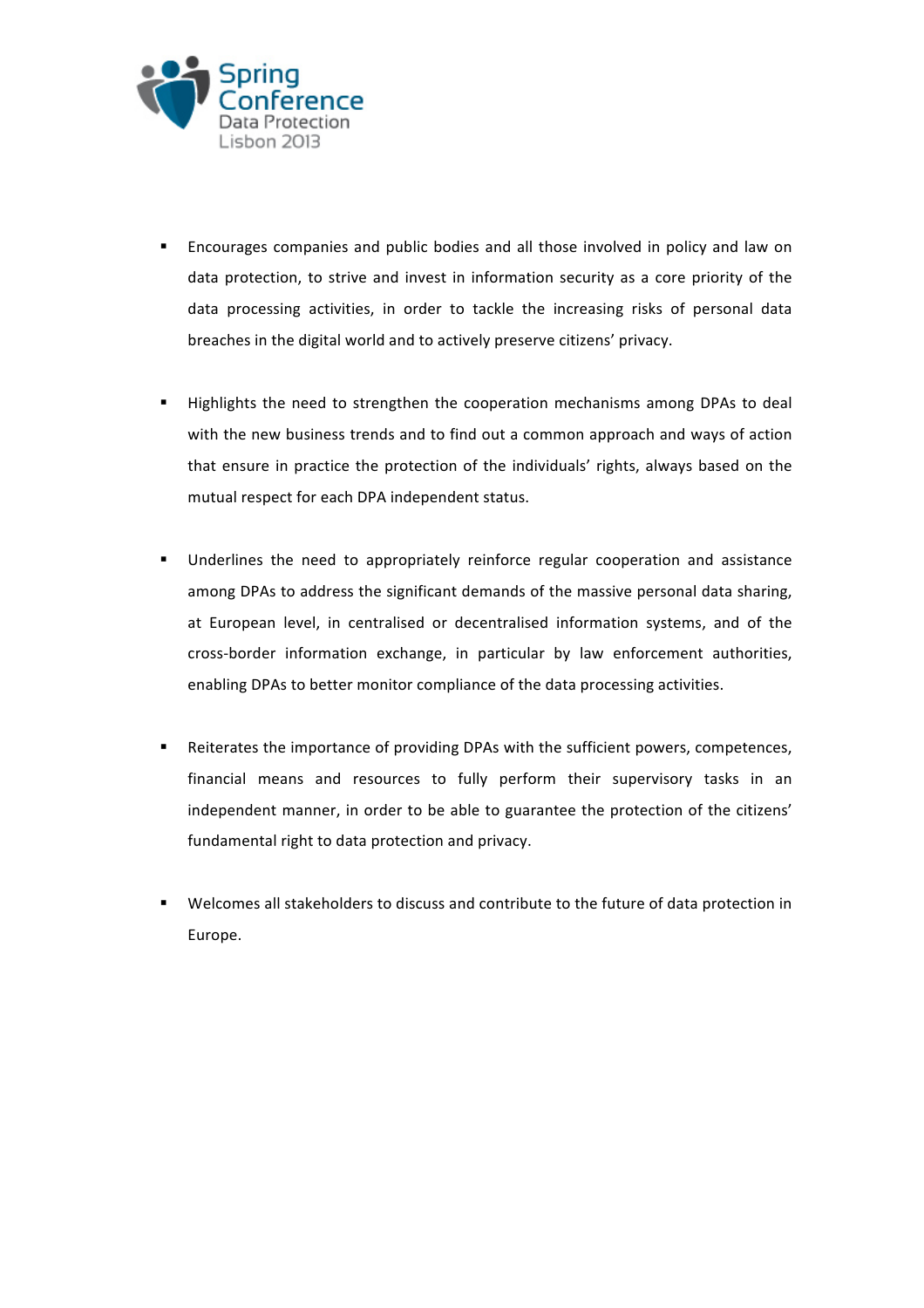- Encourages companies and public bodies and all those involved in policy and law on data protection, to strive and invest in information security as a core priority of the data processing activities, in order to tackle the increasing risks of personal data breaches in the digital world and to actively preserve citizens' privacy.

- Highlights the need to strengthen the cooperation mechanisms among DPAs to deal with the new business trends and to find out a common approach and ways of action that ensure in practice the protection of the individuals' rights, always based on the mutual respect for each DPA independent status.

- Underlines the need to appropriately reinforce regular cooperation and assistance among DPAs to address the significant demands of the massive personal data sharing, at European level, in centralised or decentralised information systems, and of the cross-border information exchange, in particular by law enforcement authorities, enabling DPAs to better monitor compliance of the data processing activities.

- Reiterates the importance of providing DPAs with the sufficient powers, competences, financial means and resources to fully perform their supervisory tasks in an independent manner, in order to be able to guarantee the protection of the citizens' fundamental right to data protection and privacy.

- Welcomes all stakeholders to discuss and contribute to the future of data protection in Europe.